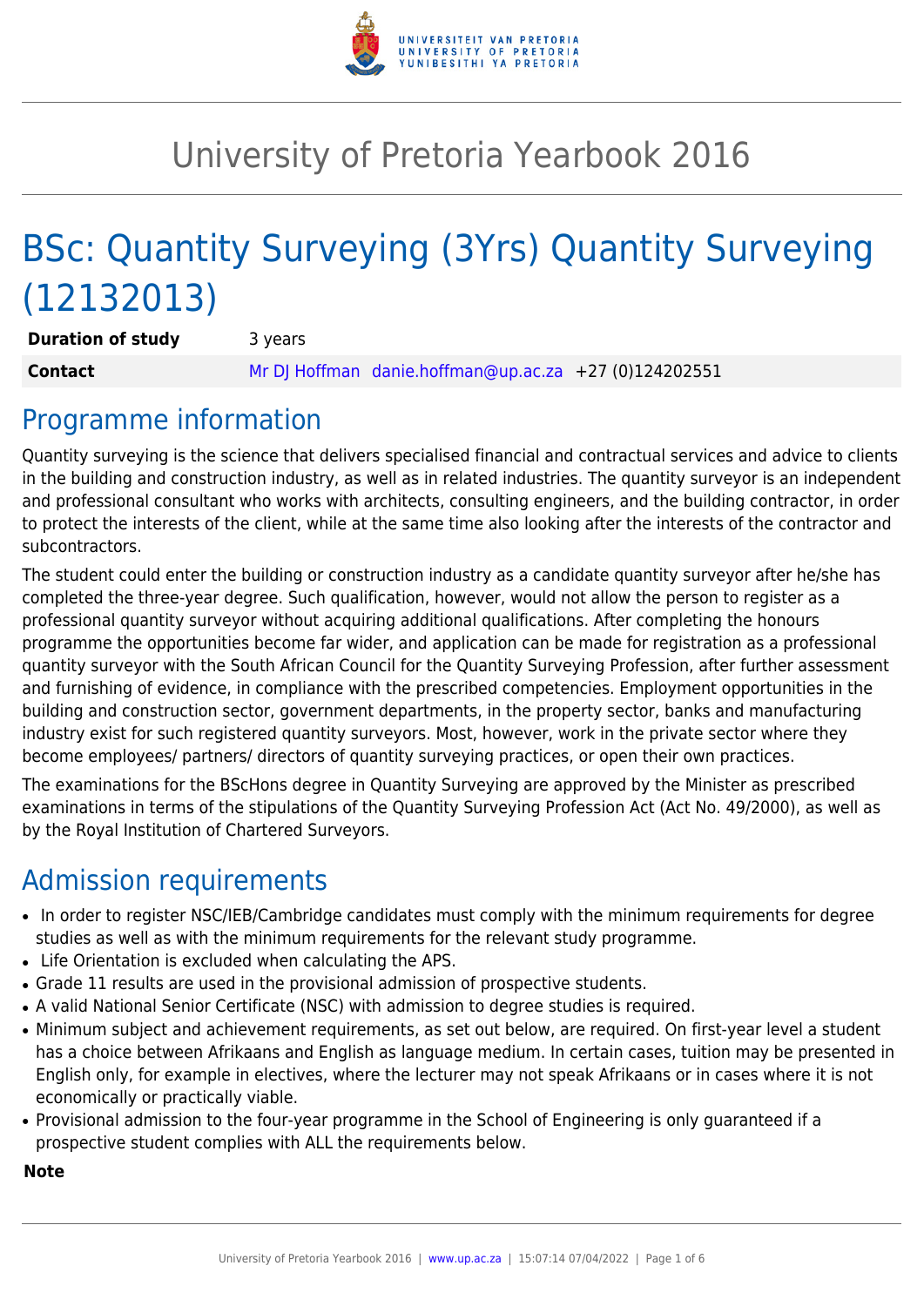# University of Pretoria Yearbook 2016

# BSc: Quantity Surveying (3Yrs) Quantity Surveying (12132013)

| | |
|---|---|
| **Duration of study** | 3 years |
| **Contact** | Mr DJ Hoffman danie.hoffman@up.ac.za +27 (0)124202551 |

## Programme information

Quantity surveying is the science that delivers specialised financial and contractual services and advice to clients in the building and construction industry, as well as in related industries. The quantity surveyor is an independent and professional consultant who works with architects, consulting engineers, and the building contractor, in order to protect the interests of the client, while at the same time also looking after the interests of the contractor and subcontractors.

The student could enter the building or construction industry as a candidate quantity surveyor after he/she has completed the three-year degree. Such qualification, however, would not allow the person to register as a professional quantity surveyor without acquiring additional qualifications. After completing the honours programme the opportunities become far wider, and application can be made for registration as a professional quantity surveyor with the South African Council for the Quantity Surveying Profession, after further assessment and furnishing of evidence, in compliance with the prescribed competencies. Employment opportunities in the building and construction sector, government departments, in the property sector, banks and manufacturing industry exist for such registered quantity surveyors. Most, however, work in the private sector where they become employees/ partners/ directors of quantity surveying practices, or open their own practices.

The examinations for the BScHons degree in Quantity Surveying are approved by the Minister as prescribed examinations in terms of the stipulations of the Quantity Surveying Profession Act (Act No. 49/2000), as well as by the Royal Institution of Chartered Surveyors.

## Admission requirements

- In order to register NSC/IEB/Cambridge candidates must comply with the minimum requirements for degree studies as well as with the minimum requirements for the relevant study programme.
- Life Orientation is excluded when calculating the APS.
- Grade 11 results are used in the provisional admission of prospective students.
- A valid National Senior Certificate (NSC) with admission to degree studies is required.
- Minimum subject and achievement requirements, as set out below, are required. On first-year level a student has a choice between Afrikaans and English as language medium. In certain cases, tuition may be presented in English only, for example in electives, where the lecturer may not speak Afrikaans or in cases where it is not economically or practically viable.
- Provisional admission to the four-year programme in the School of Engineering is only guaranteed if a prospective student complies with ALL the requirements below.

**Note**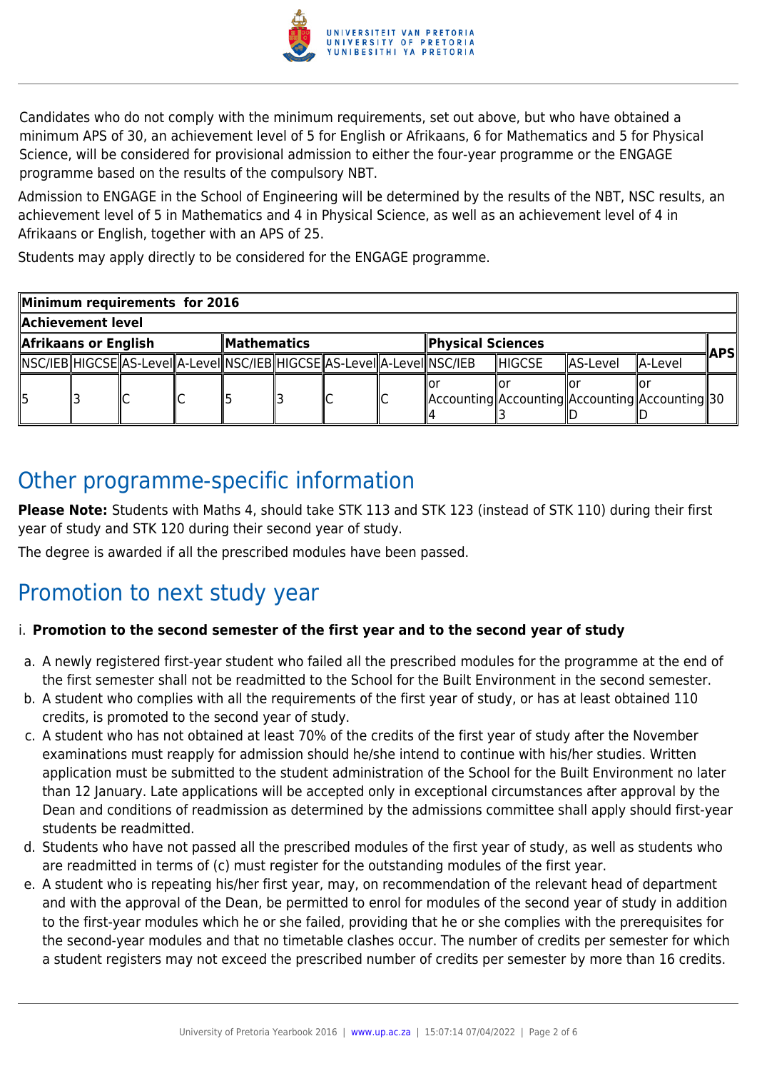Candidates who do not comply with the minimum requirements, set out above, but who have obtained a minimum APS of 30, an achievement level of 5 for English or Afrikaans, 6 for Mathematics and 5 for Physical Science, will be considered for provisional admission to either the four-year programme or the ENGAGE programme based on the results of the compulsory NBT.

Admission to ENGAGE in the School of Engineering will be determined by the results of the NBT, NSC results, an achievement level of 5 in Mathematics and 4 in Physical Science, as well as an achievement level of 4 in Afrikaans or English, together with an APS of 25.

Students may apply directly to be considered for the ENGAGE programme.

| Minimum requirements for 2016 | | | | | | | | | | | | |
|---|---|---|---|---|---|---|---|---|---|---|---|---|
| Achievement level | | | | | | | | | | | | |
| Afrikaans or English | | | | Mathematics | | | | Physical Sciences | | | | APS |
| NSC/IEB | HIGCSE | AS-Level | A-Level | NSC/IEB | HIGCSE | AS-Level | A-Level | NSC/IEB | HIGCSE | AS-Level | A-Level | |
| 5 | 3 | C | C | 5 | 3 | C | C | or Accounting 4 | or Accounting 3 | or Accounting D | or Accounting D | 30 |

# Other programme-specific information

**Please Note:** Students with Maths 4, should take STK 113 and STK 123 (instead of STK 110) during their first year of study and STK 120 during their second year of study.

The degree is awarded if all the prescribed modules have been passed.

# Promotion to next study year

i. **Promotion to the second semester of the first year and to the second year of study**

a. A newly registered first-year student who failed all the prescribed modules for the programme at the end of the first semester shall not be readmitted to the School for the Built Environment in the second semester.
b. A student who complies with all the requirements of the first year of study, or has at least obtained 110 credits, is promoted to the second year of study.
c. A student who has not obtained at least 70% of the credits of the first year of study after the November examinations must reapply for admission should he/she intend to continue with his/her studies. Written application must be submitted to the student administration of the School for the Built Environment no later than 12 January. Late applications will be accepted only in exceptional circumstances after approval by the Dean and conditions of readmission as determined by the admissions committee shall apply should first-year students be readmitted.
d. Students who have not passed all the prescribed modules of the first year of study, as well as students who are readmitted in terms of (c) must register for the outstanding modules of the first year.
e. A student who is repeating his/her first year, may, on recommendation of the relevant head of department and with the approval of the Dean, be permitted to enrol for modules of the second year of study in addition to the first-year modules which he or she failed, providing that he or she complies with the prerequisites for the second-year modules and that no timetable clashes occur. The number of credits per semester for which a student registers may not exceed the prescribed number of credits per semester by more than 16 credits.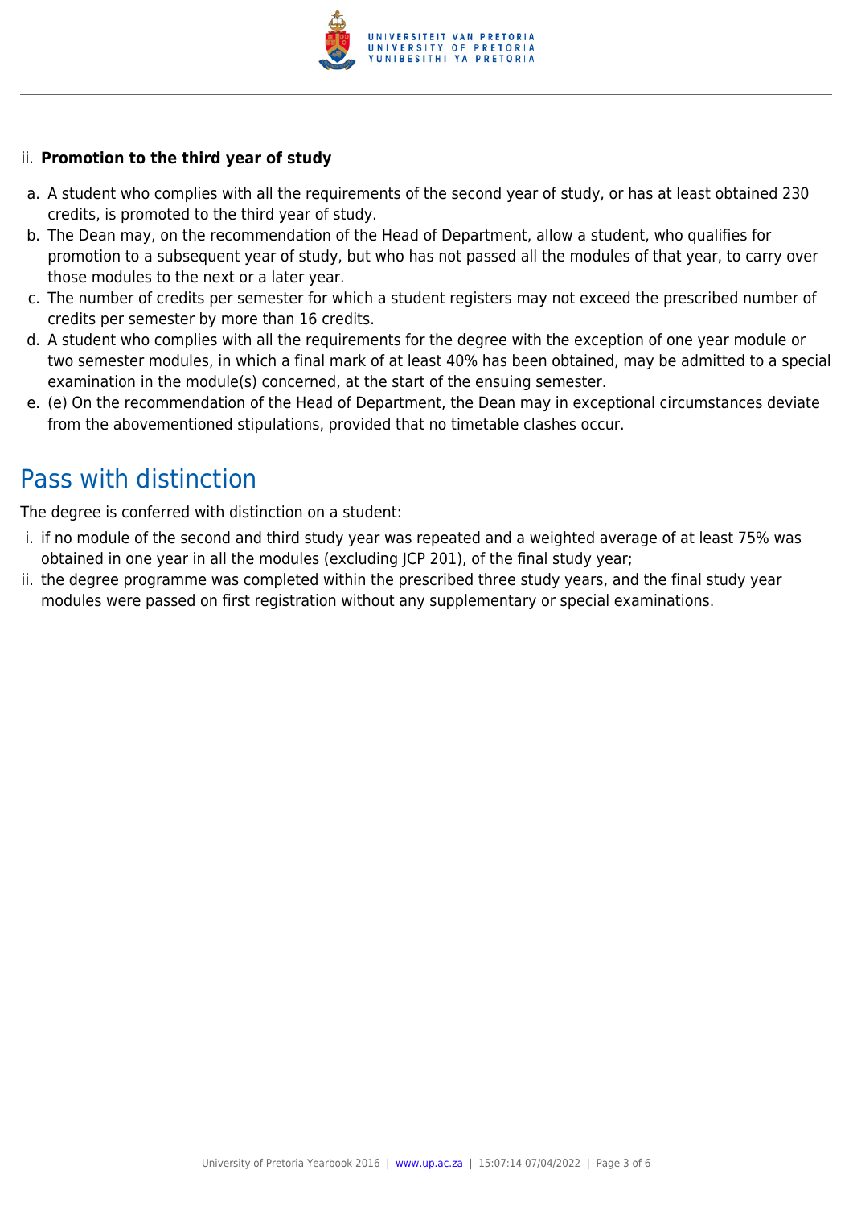ii. **Promotion to the third year of study**

a. A student who complies with all the requirements of the second year of study, or has at least obtained 230 credits, is promoted to the third year of study.
b. The Dean may, on the recommendation of the Head of Department, allow a student, who qualifies for promotion to a subsequent year of study, but who has not passed all the modules of that year, to carry over those modules to the next or a later year.
c. The number of credits per semester for which a student registers may not exceed the prescribed number of credits per semester by more than 16 credits.
d. A student who complies with all the requirements for the degree with the exception of one year module or two semester modules, in which a final mark of at least 40% has been obtained, may be admitted to a special examination in the module(s) concerned, at the start of the ensuing semester.
e. (e) On the recommendation of the Head of Department, the Dean may in exceptional circumstances deviate from the abovementioned stipulations, provided that no timetable clashes occur.

## Pass with distinction

The degree is conferred with distinction on a student:

i. if no module of the second and third study year was repeated and a weighted average of at least 75% was obtained in one year in all the modules (excluding JCP 201), of the final study year;
ii. the degree programme was completed within the prescribed three study years, and the final study year modules were passed on first registration without any supplementary or special examinations.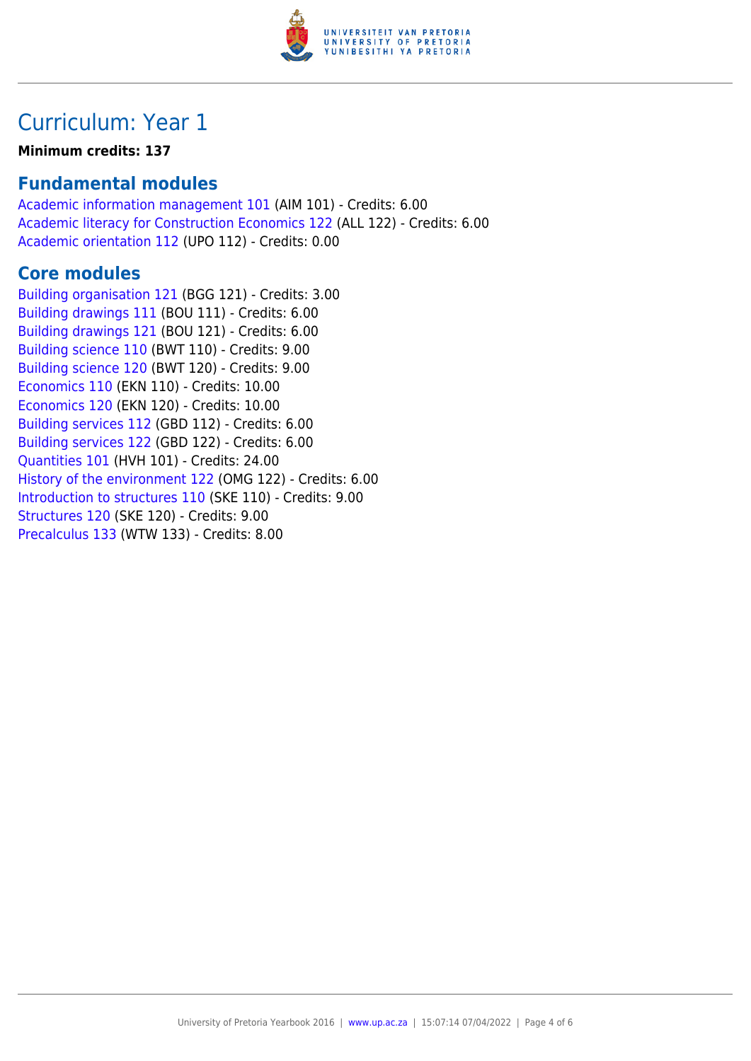# Curriculum: Year 1

**Minimum credits: 137**

## Fundamental modules

Academic information management 101 (AIM 101) - Credits: 6.00
Academic literacy for Construction Economics 122 (ALL 122) - Credits: 6.00
Academic orientation 112 (UPO 112) - Credits: 0.00

## Core modules

Building organisation 121 (BGG 121) - Credits: 3.00
Building drawings 111 (BOU 111) - Credits: 6.00
Building drawings 121 (BOU 121) - Credits: 6.00
Building science 110 (BWT 110) - Credits: 9.00
Building science 120 (BWT 120) - Credits: 9.00
Economics 110 (EKN 110) - Credits: 10.00
Economics 120 (EKN 120) - Credits: 10.00
Building services 112 (GBD 112) - Credits: 6.00
Building services 122 (GBD 122) - Credits: 6.00
Quantities 101 (HVH 101) - Credits: 24.00
History of the environment 122 (OMG 122) - Credits: 6.00
Introduction to structures 110 (SKE 110) - Credits: 9.00
Structures 120 (SKE 120) - Credits: 9.00
Precalculus 133 (WTW 133) - Credits: 8.00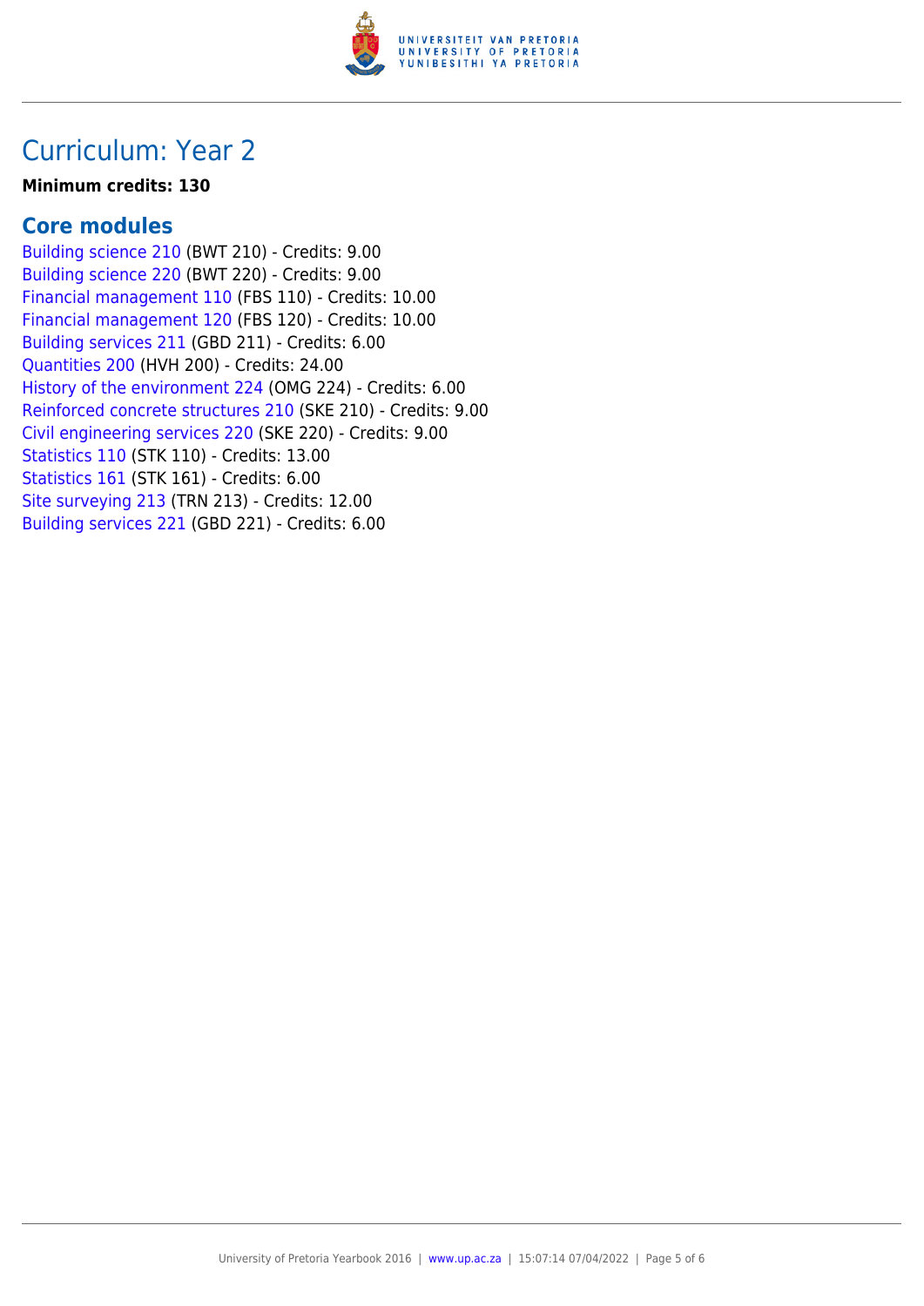# Curriculum: Year 2

**Minimum credits: 130**

## Core modules

Building science 210 (BWT 210) - Credits: 9.00
Building science 220 (BWT 220) - Credits: 9.00
Financial management 110 (FBS 110) - Credits: 10.00
Financial management 120 (FBS 120) - Credits: 10.00
Building services 211 (GBD 211) - Credits: 6.00
Quantities 200 (HVH 200) - Credits: 24.00
History of the environment 224 (OMG 224) - Credits: 6.00
Reinforced concrete structures 210 (SKE 210) - Credits: 9.00
Civil engineering services 220 (SKE 220) - Credits: 9.00
Statistics 110 (STK 110) - Credits: 13.00
Statistics 161 (STK 161) - Credits: 6.00
Site surveying 213 (TRN 213) - Credits: 12.00
Building services 221 (GBD 221) - Credits: 6.00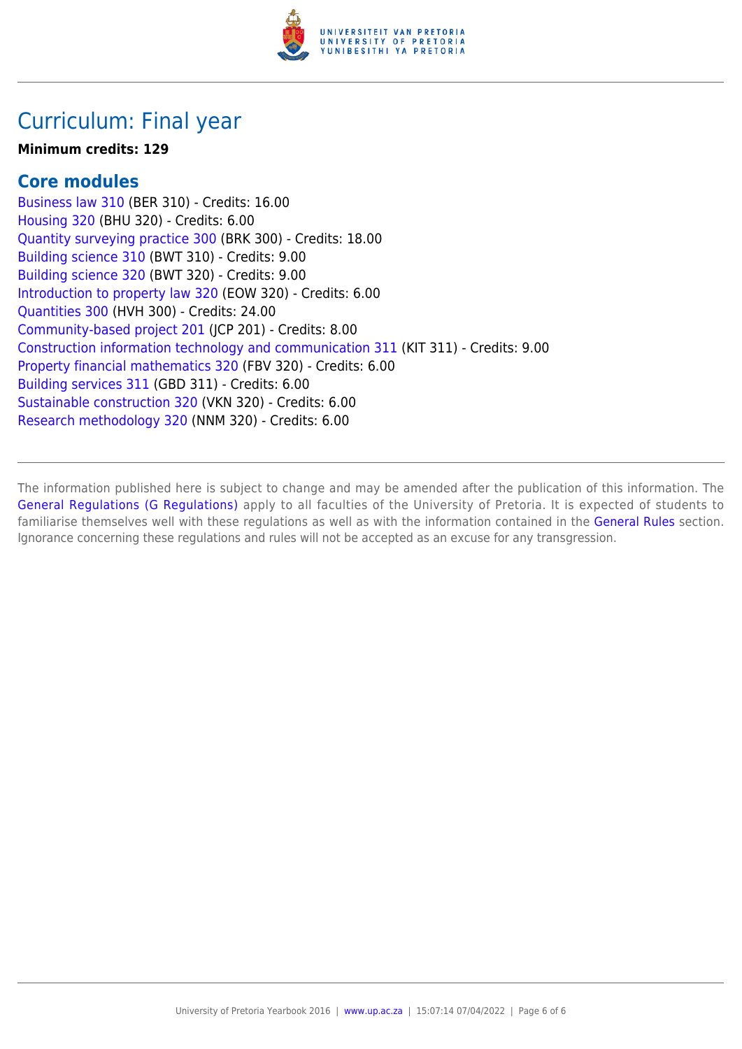## Curriculum: Final year

**Minimum credits: 129**

### Core modules

Business law 310 (BER 310) - Credits: 16.00
Housing 320 (BHU 320) - Credits: 6.00
Quantity surveying practice 300 (BRK 300) - Credits: 18.00
Building science 310 (BWT 310) - Credits: 9.00
Building science 320 (BWT 320) - Credits: 9.00
Introduction to property law 320 (EOW 320) - Credits: 6.00
Quantities 300 (HVH 300) - Credits: 24.00
Community-based project 201 (JCP 201) - Credits: 8.00
Construction information technology and communication 311 (KIT 311) - Credits: 9.00
Property financial mathematics 320 (FBV 320) - Credits: 6.00
Building services 311 (GBD 311) - Credits: 6.00
Sustainable construction 320 (VKN 320) - Credits: 6.00
Research methodology 320 (NNM 320) - Credits: 6.00

---

The information published here is subject to change and may be amended after the publication of this information. The General Regulations (G Regulations) apply to all faculties of the University of Pretoria. It is expected of students to familiarise themselves well with these regulations as well as with the information contained in the General Rules section. Ignorance concerning these regulations and rules will not be accepted as an excuse for any transgression.